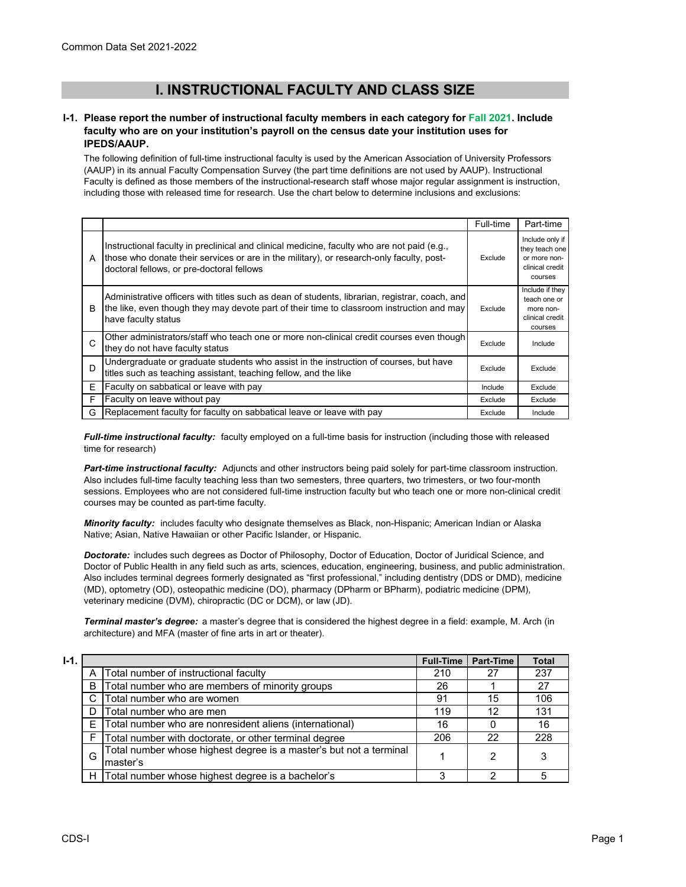Common Data Set 2021-2022

# I. INSTRUCTIONAL FACULTY AND CLASS SIZE

**I-1. Please report the number of instructional faculty members in each category for Fall 2021. Include faculty who are on your institution's payroll on the census date your institution uses for IPEDS/AAUP.**

The following definition of full-time instructional faculty is used by the American Association of University Professors (AAUP) in its annual Faculty Compensation Survey (the part time definitions are not used by AAUP). Instructional Faculty is defined as those members of the instructional-research staff whose major regular assignment is instruction, including those with released time for research. Use the chart below to determine inclusions and exclusions:

| | | Full-time | Part-time |
|---|---|---|---|
| A | Instructional faculty in preclinical and clinical medicine, faculty who are not paid (e.g., those who donate their services or are in the military), or research-only faculty, post-doctoral fellows, or pre-doctoral fellows | Exclude | Include only if they teach one or more non-clinical credit courses |
| B | Administrative officers with titles such as dean of students, librarian, registrar, coach, and the like, even though they may devote part of their time to classroom instruction and may have faculty status | Exclude | Include if they teach one or more non-clinical credit courses |
| C | Other administrators/staff who teach one or more non-clinical credit courses even though they do not have faculty status | Exclude | Include |
| D | Undergraduate or graduate students who assist in the instruction of courses, but have titles such as teaching assistant, teaching fellow, and the like | Exclude | Exclude |
| E | Faculty on sabbatical or leave with pay | Include | Exclude |
| F | Faculty on leave without pay | Exclude | Exclude |
| G | Replacement faculty for faculty on sabbatical leave or leave with pay | Exclude | Include |

***Full-time instructional faculty:*** faculty employed on a full-time basis for instruction (including those with released time for research)

***Part-time instructional faculty:*** Adjuncts and other instructors being paid solely for part-time classroom instruction. Also includes full-time faculty teaching less than two semesters, three quarters, two trimesters, or two four-month sessions. Employees who are not considered full-time instruction faculty but who teach one or more non-clinical credit courses may be counted as part-time faculty.

***Minority faculty:*** includes faculty who designate themselves as Black, non-Hispanic; American Indian or Alaska Native; Asian, Native Hawaiian or other Pacific Islander, or Hispanic.

***Doctorate:*** includes such degrees as Doctor of Philosophy, Doctor of Education, Doctor of Juridical Science, and Doctor of Public Health in any field such as arts, sciences, education, engineering, business, and public administration. Also includes terminal degrees formerly designated as "first professional," including dentistry (DDS or DMD), medicine (MD), optometry (OD), osteopathic medicine (DO), pharmacy (DPharm or BPharm), podiatric medicine (DPM), veterinary medicine (DVM), chiropractic (DC or DCM), or law (JD).

***Terminal master's degree:*** a master's degree that is considered the highest degree in a field: example, M. Arch (in architecture) and MFA (master of fine arts in art or theater).

**I-1.**

| | | Full-Time | Part-Time | Total |
|---|---|---|---|---|
| A | Total number of instructional faculty | 210 | 27 | 237 |
| B | Total number who are members of minority groups | 26 | 1 | 27 |
| C | Total number who are women | 91 | 15 | 106 |
| D | Total number who are men | 119 | 12 | 131 |
| E | Total number who are nonresident aliens (international) | 16 | 0 | 16 |
| F | Total number with doctorate, or other terminal degree | 206 | 22 | 228 |
| G | Total number whose highest degree is a master's but not a terminal master's | 1 | 2 | 3 |
| H | Total number whose highest degree is a bachelor's | 3 | 2 | 5 |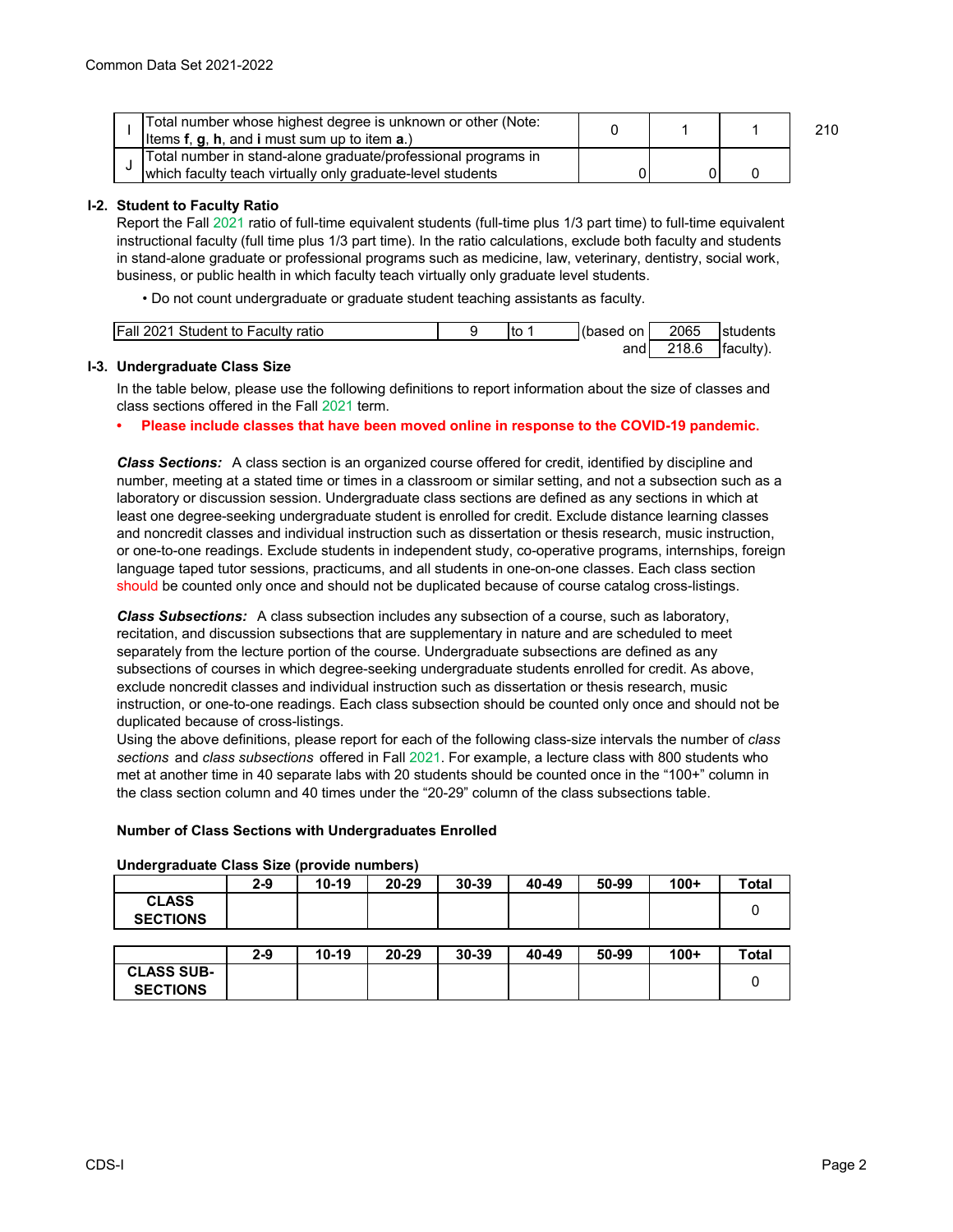| | | | | | |
|---|---|---|---|---|---|
| I | Total number whose highest degree is unknown or other (Note: Items **f**, **g**, **h**, and **i** must sum up to item **a**.) | 0 | 1 | 1 | 210 |
| J | Total number in stand-alone graduate/professional programs in which faculty teach virtually only graduate-level students | 0 | 0 | 0 | |

## I-2. Student to Faculty Ratio

Report the Fall 2021 ratio of full-time equivalent students (full-time plus 1/3 part time) to full-time equivalent instructional faculty (full time plus 1/3 part time). In the ratio calculations, exclude both faculty and students in stand-alone graduate or professional programs such as medicine, law, veterinary, dentistry, social work, business, or public health in which faculty teach virtually only graduate level students.

- Do not count undergraduate or graduate student teaching assistants as faculty.

| | | | | | |
|---|---|---|---|---|---|
| Fall 2021 Student to Faculty ratio | 9 | to 1 | (based on | 2065 | students |
| | | | and | 218.6 | faculty). |

## I-3. Undergraduate Class Size

In the table below, please use the following definitions to report information about the size of classes and class sections offered in the Fall 2021 term.

- **Please include classes that have been moved online in response to the COVID-19 pandemic.**

***Class Sections:*** A class section is an organized course offered for credit, identified by discipline and number, meeting at a stated time or times in a classroom or similar setting, and not a subsection such as a laboratory or discussion session. Undergraduate class sections are defined as any sections in which at least one degree-seeking undergraduate student is enrolled for credit. Exclude distance learning classes and noncredit classes and individual instruction such as dissertation or thesis research, music instruction, or one-to-one readings. Exclude students in independent study, co-operative programs, internships, foreign language taped tutor sessions, practicums, and all students in one-on-one classes. Each class section should be counted only once and should not be duplicated because of course catalog cross-listings.

***Class Subsections:*** A class subsection includes any subsection of a course, such as laboratory, recitation, and discussion subsections that are supplementary in nature and are scheduled to meet separately from the lecture portion of the course. Undergraduate subsections are defined as any subsections of courses in which degree-seeking undergraduate students enrolled for credit. As above, exclude noncredit classes and individual instruction such as dissertation or thesis research, music instruction, or one-to-one readings. Each class subsection should be counted only once and should not be duplicated because of cross-listings.

Using the above definitions, please report for each of the following class-size intervals the number of *class sections* and *class subsections* offered in Fall 2021. For example, a lecture class with 800 students who met at another time in 40 separate labs with 20 students should be counted once in the "100+" column in the class section column and 40 times under the "20-29" column of the class subsections table.

**Number of Class Sections with Undergraduates Enrolled**

**Undergraduate Class Size (provide numbers)**

| | 2-9 | 10-19 | 20-29 | 30-39 | 40-49 | 50-99 | 100+ | Total |
|---|---|---|---|---|---|---|---|---|
| **CLASS SECTIONS** | | | | | | | | 0 |

| | 2-9 | 10-19 | 20-29 | 30-39 | 40-49 | 50-99 | 100+ | Total |
|---|---|---|---|---|---|---|---|---|
| **CLASS SUB-SECTIONS** | | | | | | | | 0 |